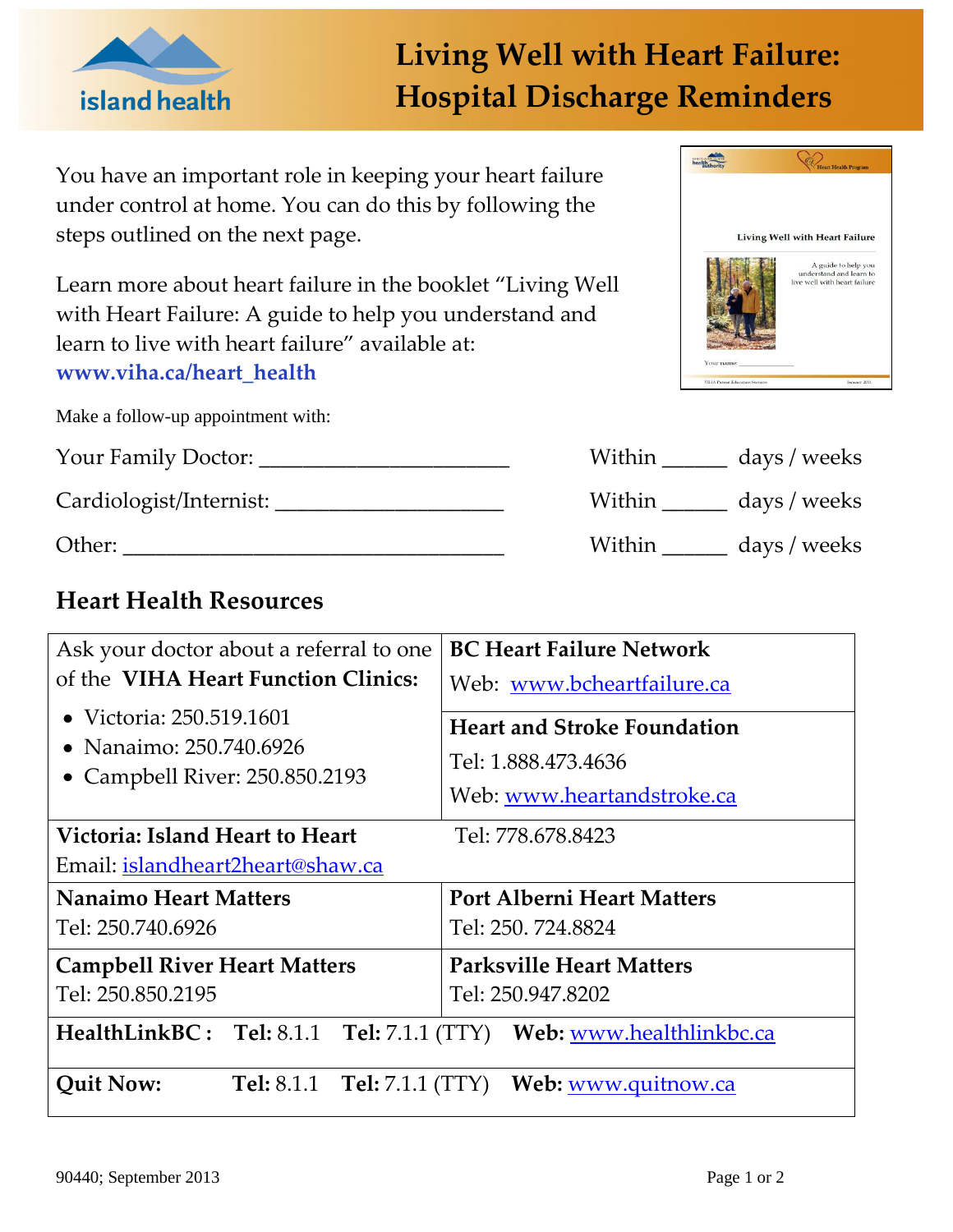# Living Well with Heart Failure: Hospital Discharge Reminders

You have an important role in keeping your heart failure under control at home. You can do this by following the steps outlined on the next page.

Learn more about heart failure in the booklet "Living Well with Heart Failure: A guide to help you understand and learn to live with heart failure" available at: **www.viha.ca/heart_health**

Make a follow-up appointment with:

Your Family Doctor: ______________________ Within ______ days / weeks

Cardiologist/Internist: ____________________ Within ______ days / weeks

Other: __________________________________ Within ______ days / weeks

## Heart Health Resources

| | |
|---|---|
| Ask your doctor about a referral to one of the **VIHA Heart Function Clinics:**<br>• Victoria: 250.519.1601<br>• Nanaimo: 250.740.6926<br>• Campbell River: 250.850.2193 | **BC Heart Failure Network**<br>Web: www.bcheartfailure.ca<br>**Heart and Stroke Foundation**<br>Tel: 1.888.473.4636<br>Web: www.heartandstroke.ca |
| **Victoria: Island Heart to Heart**<br>Email: islandheart2heart@shaw.ca | Tel: 778.678.8423 |
| **Nanaimo Heart Matters**<br>Tel: 250.740.6926 | **Port Alberni Heart Matters**<br>Tel: 250. 724.8824 |
| **Campbell River Heart Matters**<br>Tel: 250.850.2195 | **Parksville Heart Matters**<br>Tel: 250.947.8202 |
| **HealthLinkBC :** **Tel:** 8.1.1 **Tel:** 7.1.1 (TTY) **Web:** www.healthlinkbc.ca | |
| **Quit Now:** **Tel:** 8.1.1 **Tel:** 7.1.1 (TTY) **Web:** www.quitnow.ca | |

90440; September 2013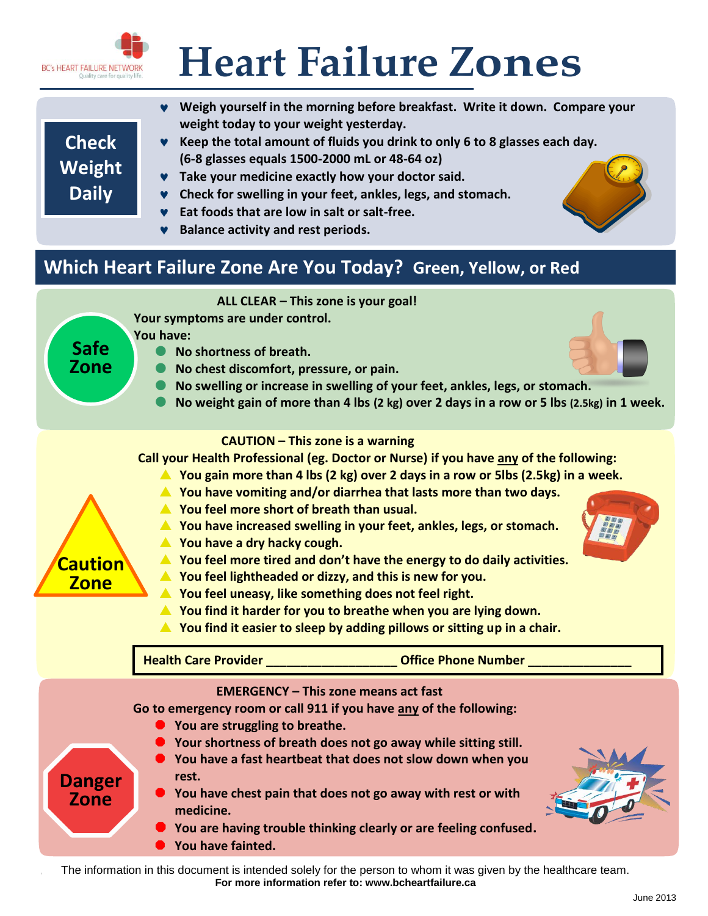BC's HEART FAILURE NETWORK
Quality care for quality life.

# Heart Failure Zones

## Check Weight Daily

- Weigh yourself in the morning before breakfast. Write it down. Compare your weight today to your weight yesterday.
- Keep the total amount of fluids you drink to only 6 to 8 glasses each day. (6-8 glasses equals 1500-2000 mL or 48-64 oz)
- Take your medicine exactly how your doctor said.
- Check for swelling in your feet, ankles, legs, and stomach.
- Eat foods that are low in salt or salt-free.
- Balance activity and rest periods.

## Which Heart Failure Zone Are You Today? Green, Yellow, or Red

### Safe Zone

**ALL CLEAR – This zone is your goal!**

Your symptoms are under control.

You have:

- No shortness of breath.
- No chest discomfort, pressure, or pain.
- No swelling or increase in swelling of your feet, ankles, legs, or stomach.
- No weight gain of more than 4 lbs (2 kg) over 2 days in a row or 5 lbs (2.5kg) in 1 week.

### Caution Zone

**CAUTION – This zone is a warning**

Call your Health Professional (eg. Doctor or Nurse) if you have <u>any</u> of the following:

- You gain more than 4 lbs (2 kg) over 2 days in a row or 5lbs (2.5kg) in a week.
- You have vomiting and/or diarrhea that lasts more than two days.
- You feel more short of breath than usual.
- You have increased swelling in your feet, ankles, legs, or stomach.
- You have a dry hacky cough.
- You feel more tired and don't have the energy to do daily activities.
- You feel lightheaded or dizzy, and this is new for you.
- You feel uneasy, like something does not feel right.
- You find it harder for you to breathe when you are lying down.
- You find it easier to sleep by adding pillows or sitting up in a chair.

Health Care Provider ___________________ Office Phone Number _______________

### Danger Zone

**EMERGENCY – This zone means act fast**

Go to emergency room or call 911 if you have <u>any</u> of the following:

- You are struggling to breathe.
- Your shortness of breath does not go away while sitting still.
- You have a fast heartbeat that does not slow down when you rest.
- You have chest pain that does not go away with rest or with medicine.
- You are having trouble thinking clearly or are feeling confused.
- You have fainted.

The information in this document is intended solely for the person to whom it was given by the healthcare team.

**For more information refer to: www.bcheartfailure.ca**

June 2013